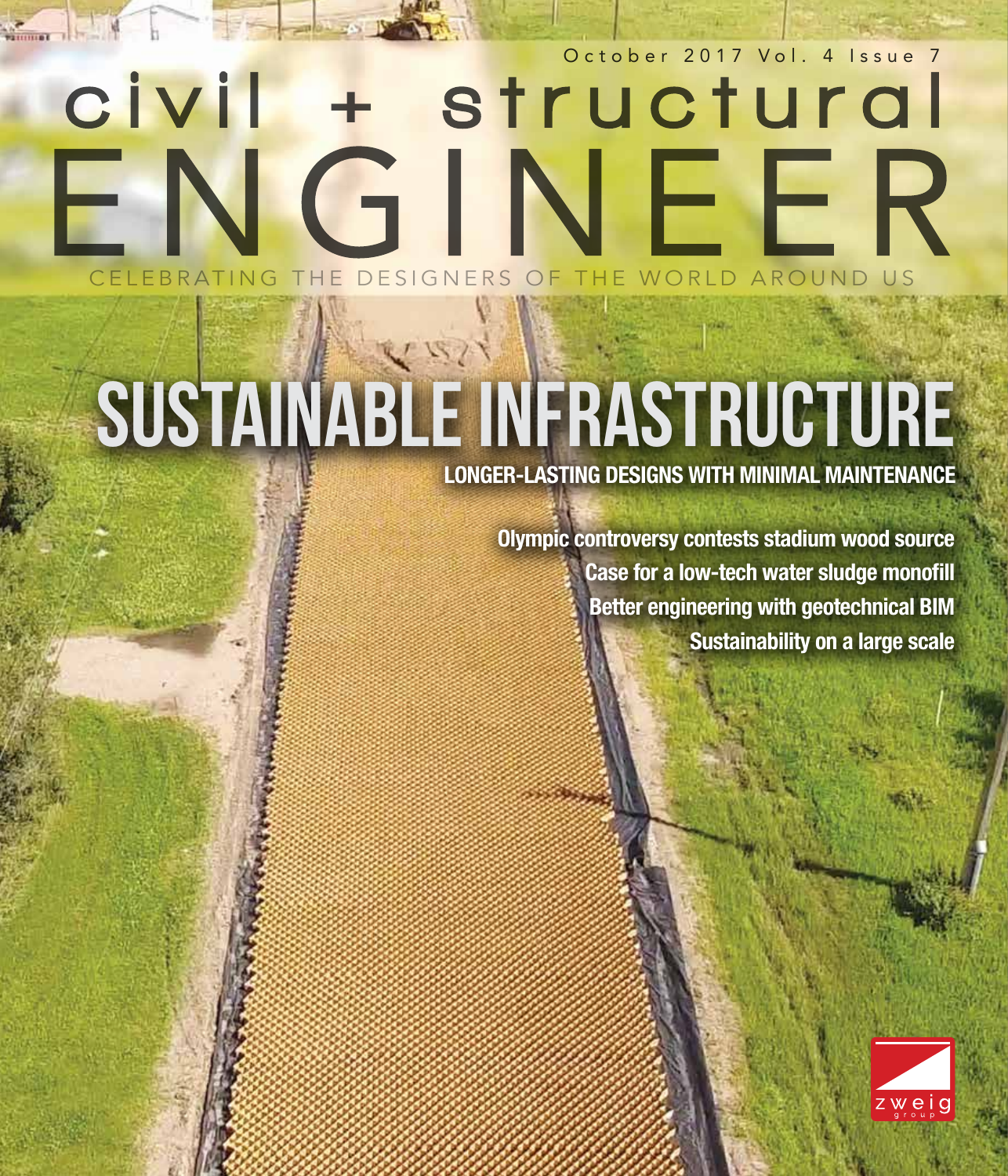October 2017 Vol. 4 Issue 7

# civil + structural ENGINEER

CELEBRATING THE DESIGNERS OF THE WORLD AROUND US

## SUSTAINABLE INFRASTRUCTURE

**LONGER-LASTING DESIGNS WITH MINIMAL MAINTENANCE**

**Olympic controversy contests stadium wood source**

**Case for a low-tech water sludge monofill**

**Better engineering with geotechnical BIM**

**Sustainability on a large scale**

zweig group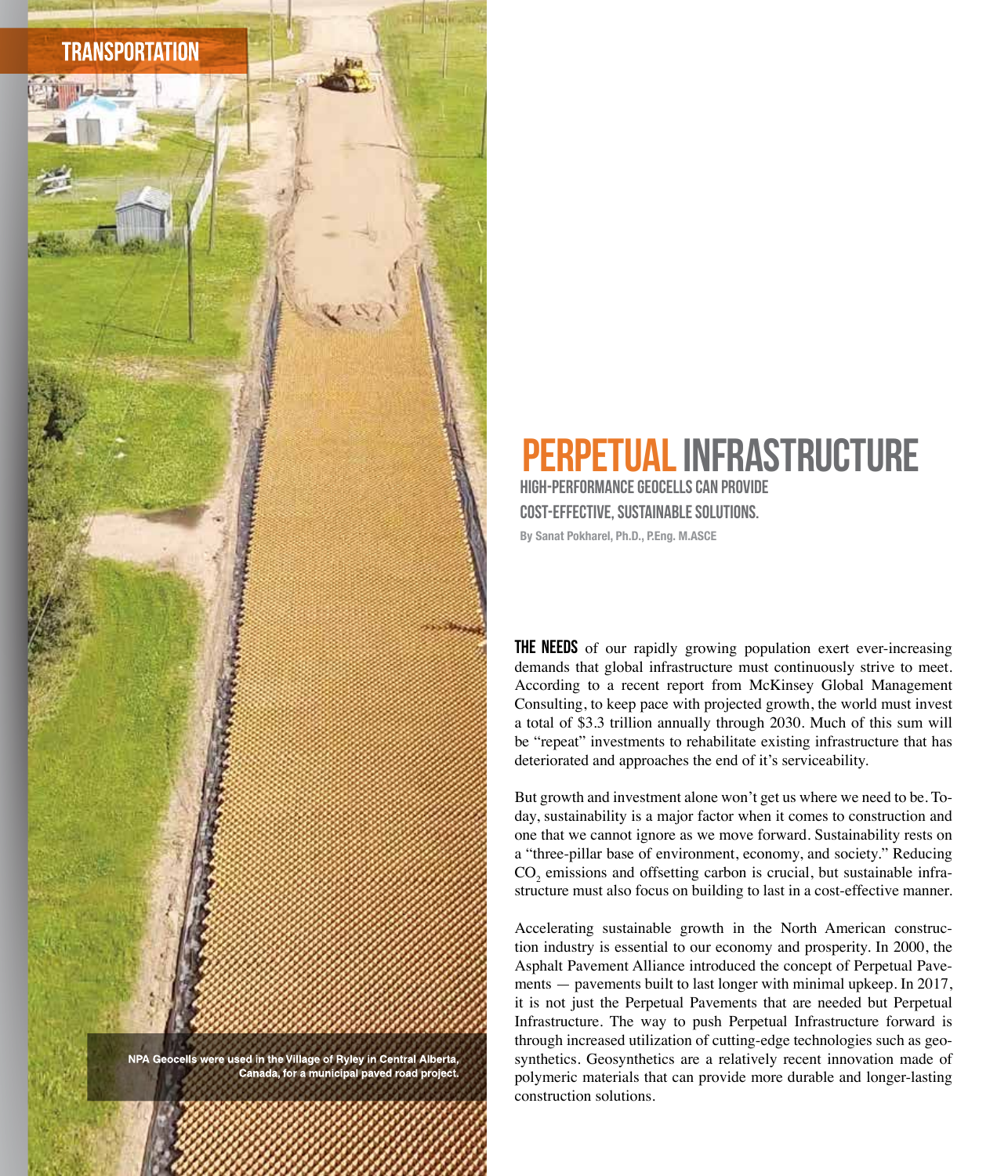TRANSPORTATION

# PERPETUAL INFRASTRUCTURE

## HIGH-PERFORMANCE GEOCELLS CAN PROVIDE COST-EFFECTIVE, SUSTAINABLE SOLUTIONS.

By Sanat Pokharel, Ph.D., P.Eng. M.ASCE

NPA Geocells were used in the Village of Ryley in Central Alberta, Canada, for a municipal paved road project.

**THE NEEDS** of our rapidly growing population exert ever-increasing demands that global infrastructure must continuously strive to meet. According to a recent report from McKinsey Global Management Consulting, to keep pace with projected growth, the world must invest a total of $3.3 trillion annually through 2030. Much of this sum will be "repeat" investments to rehabilitate existing infrastructure that has deteriorated and approaches the end of it's serviceability.

But growth and investment alone won't get us where we need to be. Today, sustainability is a major factor when it comes to construction and one that we cannot ignore as we move forward. Sustainability rests on a "three-pillar base of environment, economy, and society." Reducing $CO_2$ emissions and offsetting carbon is crucial, but sustainable infrastructure must also focus on building to last in a cost-effective manner.

Accelerating sustainable growth in the North American construction industry is essential to our economy and prosperity. In 2000, the Asphalt Pavement Alliance introduced the concept of Perpetual Pavements — pavements built to last longer with minimal upkeep. In 2017, it is not just the Perpetual Pavements that are needed but Perpetual Infrastructure. The way to push Perpetual Infrastructure forward is through increased utilization of cutting-edge technologies such as geosynthetics. Geosynthetics are a relatively recent innovation made of polymeric materials that can provide more durable and longer-lasting construction solutions.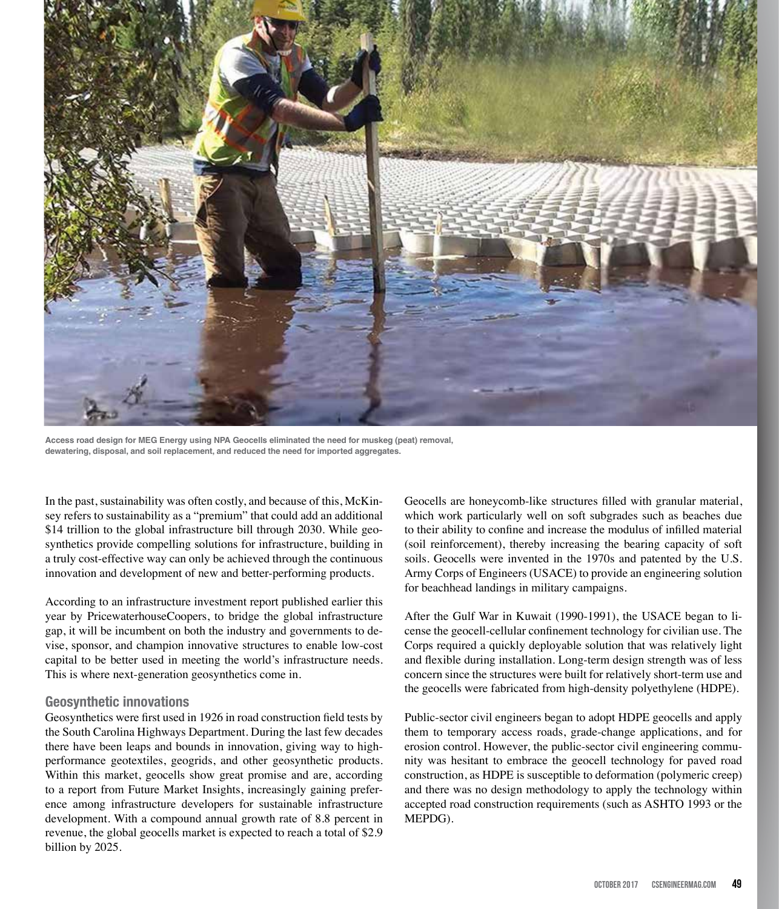Access road design for MEG Energy using NPA Geocells eliminated the need for muskeg (peat) removal, dewatering, disposal, and soil replacement, and reduced the need for imported aggregates.

In the past, sustainability was often costly, and because of this, McKinsey refers to sustainability as a "premium" that could add an additional $14 trillion to the global infrastructure bill through 2030. While geosynthetics provide compelling solutions for infrastructure, building in a truly cost-effective way can only be achieved through the continuous innovation and development of new and better-performing products.

According to an infrastructure investment report published earlier this year by PricewaterhouseCoopers, to bridge the global infrastructure gap, it will be incumbent on both the industry and governments to devise, sponsor, and champion innovative structures to enable low-cost capital to be better used in meeting the world's infrastructure needs. This is where next-generation geosynthetics come in.

### Geosynthetic innovations

Geosynthetics were first used in 1926 in road construction field tests by the South Carolina Highways Department. During the last few decades there have been leaps and bounds in innovation, giving way to high-performance geotextiles, geogrids, and other geosynthetic products. Within this market, geocells show great promise and are, according to a report from Future Market Insights, increasingly gaining preference among infrastructure developers for sustainable infrastructure development. With a compound annual growth rate of 8.8 percent in revenue, the global geocells market is expected to reach a total of $2.9 billion by 2025.

Geocells are honeycomb-like structures filled with granular material, which work particularly well on soft subgrades such as beaches due to their ability to confine and increase the modulus of infilled material (soil reinforcement), thereby increasing the bearing capacity of soft soils. Geocells were invented in the 1970s and patented by the U.S. Army Corps of Engineers (USACE) to provide an engineering solution for beachhead landings in military campaigns.

After the Gulf War in Kuwait (1990-1991), the USACE began to license the geocell-cellular confinement technology for civilian use. The Corps required a quickly deployable solution that was relatively light and flexible during installation. Long-term design strength was of less concern since the structures were built for relatively short-term use and the geocells were fabricated from high-density polyethylene (HDPE).

Public-sector civil engineers began to adopt HDPE geocells and apply them to temporary access roads, grade-change applications, and for erosion control. However, the public-sector civil engineering community was hesitant to embrace the geocell technology for paved road construction, as HDPE is susceptible to deformation (polymeric creep) and there was no design methodology to apply the technology within accepted road construction requirements (such as ASHTO 1993 or the MEPDG).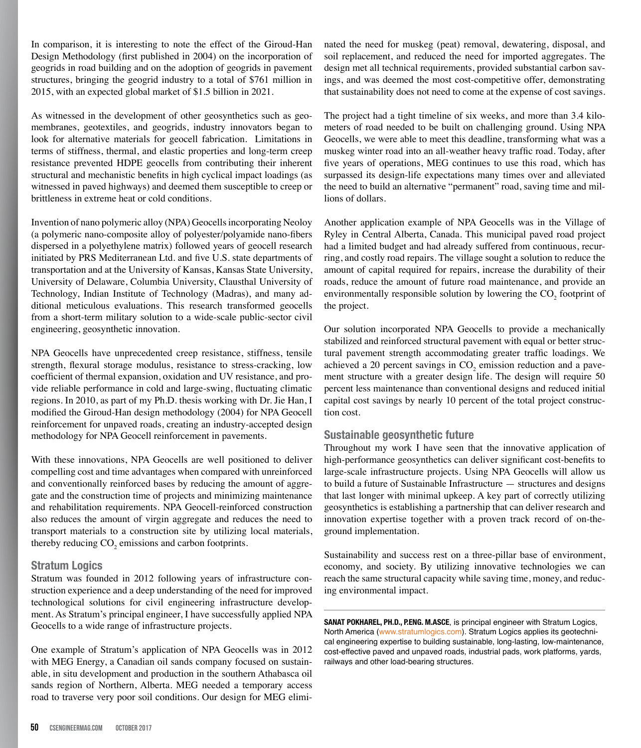In comparison, it is interesting to note the effect of the Giroud-Han Design Methodology (first published in 2004) on the incorporation of geogrids in road building and on the adoption of geogrids in pavement structures, bringing the geogrid industry to a total of $761 million in 2015, with an expected global market of $1.5 billion in 2021.

As witnessed in the development of other geosynthetics such as geomembranes, geotextiles, and geogrids, industry innovators began to look for alternative materials for geocell fabrication. Limitations in terms of stiffness, thermal, and elastic properties and long-term creep resistance prevented HDPE geocells from contributing their inherent structural and mechanistic benefits in high cyclical impact loadings (as witnessed in paved highways) and deemed them susceptible to creep or brittleness in extreme heat or cold conditions.

Invention of nano polymeric alloy (NPA) Geocells incorporating Neoloy (a polymeric nano-composite alloy of polyester/polyamide nano-fibers dispersed in a polyethylene matrix) followed years of geocell research initiated by PRS Mediterranean Ltd. and five U.S. state departments of transportation and at the University of Kansas, Kansas State University, University of Delaware, Columbia University, Clausthal University of Technology, Indian Institute of Technology (Madras), and many additional meticulous evaluations. This research transformed geocells from a short-term military solution to a wide-scale public-sector civil engineering, geosynthetic innovation.

NPA Geocells have unprecedented creep resistance, stiffness, tensile strength, flexural storage modulus, resistance to stress-cracking, low coefficient of thermal expansion, oxidation and UV resistance, and provide reliable performance in cold and large-swing, fluctuating climatic regions. In 2010, as part of my Ph.D. thesis working with Dr. Jie Han, I modified the Giroud-Han design methodology (2004) for NPA Geocell reinforcement for unpaved roads, creating an industry-accepted design methodology for NPA Geocell reinforcement in pavements.

With these innovations, NPA Geocells are well positioned to deliver compelling cost and time advantages when compared with unreinforced and conventionally reinforced bases by reducing the amount of aggregate and the construction time of projects and minimizing maintenance and rehabilitation requirements. NPA Geocell-reinforced construction also reduces the amount of virgin aggregate and reduces the need to transport materials to a construction site by utilizing local materials, thereby reducing $CO_2$ emissions and carbon footprints.

## Stratum Logics

Stratum was founded in 2012 following years of infrastructure construction experience and a deep understanding of the need for improved technological solutions for civil engineering infrastructure development. As Stratum's principal engineer, I have successfully applied NPA Geocells to a wide range of infrastructure projects.

One example of Stratum's application of NPA Geocells was in 2012 with MEG Energy, a Canadian oil sands company focused on sustainable, in situ development and production in the southern Athabasca oil sands region of Northern, Alberta. MEG needed a temporary access road to traverse very poor soil conditions. Our design for MEG eliminated the need for muskeg (peat) removal, dewatering, disposal, and soil replacement, and reduced the need for imported aggregates. The design met all technical requirements, provided substantial carbon savings, and was deemed the most cost-competitive offer, demonstrating that sustainability does not need to come at the expense of cost savings.

The project had a tight timeline of six weeks, and more than 3.4 kilometers of road needed to be built on challenging ground. Using NPA Geocells, we were able to meet this deadline, transforming what was a muskeg winter road into an all-weather heavy traffic road. Today, after five years of operations, MEG continues to use this road, which has surpassed its design-life expectations many times over and alleviated the need to build an alternative "permanent" road, saving time and millions of dollars.

Another application example of NPA Geocells was in the Village of Ryley in Central Alberta, Canada. This municipal paved road project had a limited budget and had already suffered from continuous, recurring, and costly road repairs. The village sought a solution to reduce the amount of capital required for repairs, increase the durability of their roads, reduce the amount of future road maintenance, and provide an environmentally responsible solution by lowering the $CO_2$ footprint of the project.

Our solution incorporated NPA Geocells to provide a mechanically stabilized and reinforced structural pavement with equal or better structural pavement strength accommodating greater traffic loadings. We achieved a 20 percent savings in $CO_2$ emission reduction and a pavement structure with a greater design life. The design will require 50 percent less maintenance than conventional designs and reduced initial capital cost savings by nearly 10 percent of the total project construction cost.

## Sustainable geosynthetic future

Throughout my work I have seen that the innovative application of high-performance geosynthetics can deliver significant cost-benefits to large-scale infrastructure projects. Using NPA Geocells will allow us to build a future of Sustainable Infrastructure — structures and designs that last longer with minimal upkeep. A key part of correctly utilizing geosynthetics is establishing a partnership that can deliver research and innovation expertise together with a proven track record of on-the-ground implementation.

Sustainability and success rest on a three-pillar base of environment, economy, and society. By utilizing innovative technologies we can reach the same structural capacity while saving time, money, and reducing environmental impact.

---

**SANAT POKHAREL, PH.D., P.ENG. M.ASCE**, is principal engineer with Stratum Logics, North America (www.stratumlogics.com). Stratum Logics applies its geotechnical engineering expertise to building sustainable, long-lasting, low-maintenance, cost-effective paved and unpaved roads, industrial pads, work platforms, yards, railways and other load-bearing structures.